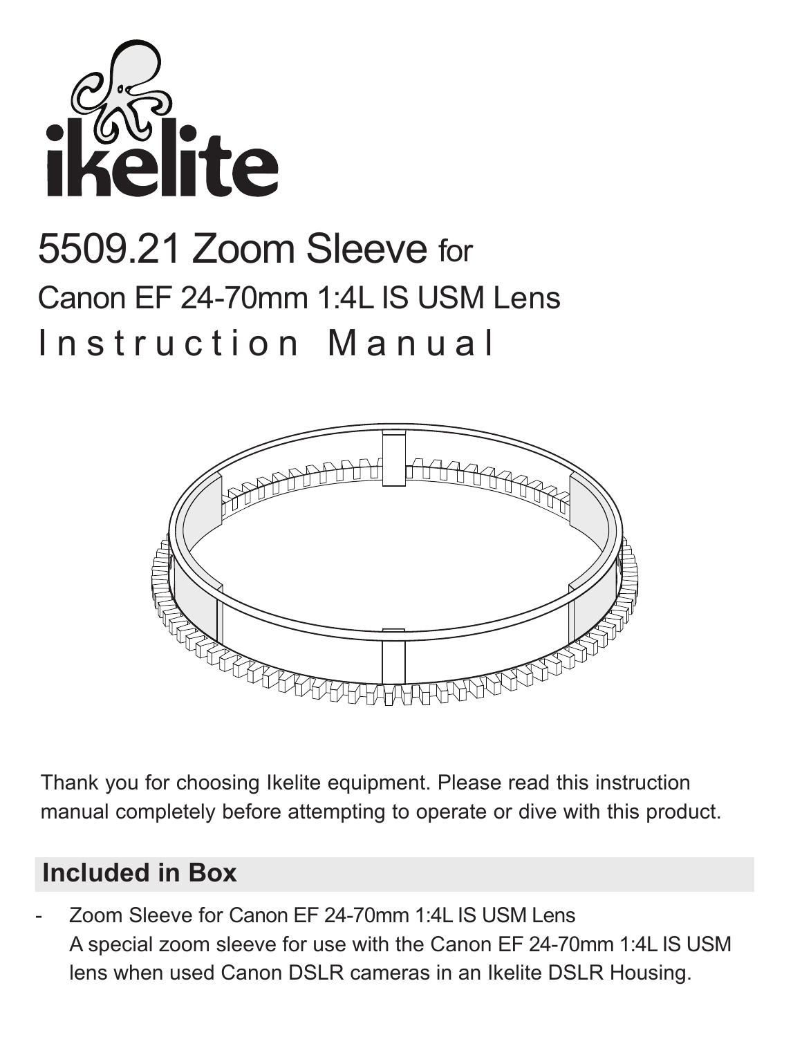# 5509.21 Zoom Sleeve for Canon EF 24-70mm 1:4L IS USM Lens Instruction Manual

Thank you for choosing Ikelite equipment. Please read this instruction manual completely before attempting to operate or dive with this product.

## Included in Box

- Zoom Sleeve for Canon EF 24-70mm 1:4L IS USM Lens
  A special zoom sleeve for use with the Canon EF 24-70mm 1:4L IS USM lens when used Canon DSLR cameras in an Ikelite DSLR Housing.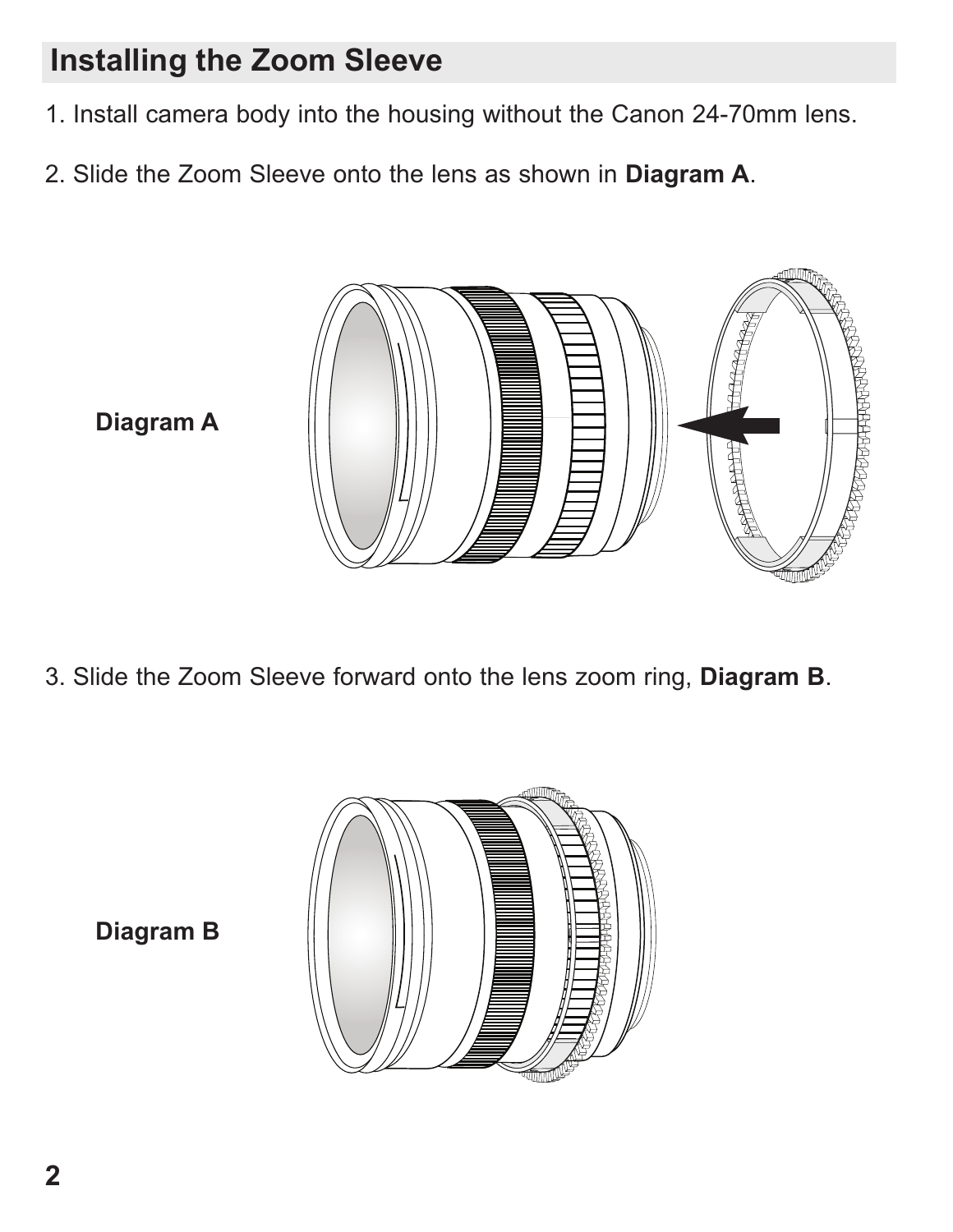## Installing the Zoom Sleeve

1. Install camera body into the housing without the Canon 24-70mm lens.

2. Slide the Zoom Sleeve onto the lens as shown in **Diagram A**.

**Diagram A**

3. Slide the Zoom Sleeve forward onto the lens zoom ring, **Diagram B**.

**Diagram B**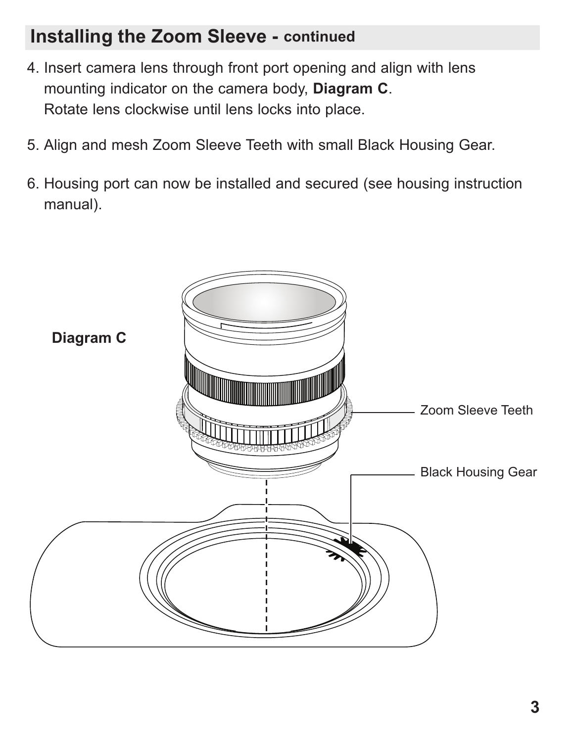## Installing the Zoom Sleeve - continued

4. Insert camera lens through front port opening and align with lens mounting indicator on the camera body, **Diagram C**.
   Rotate lens clockwise until lens locks into place.

5. Align and mesh Zoom Sleeve Teeth with small Black Housing Gear.

6. Housing port can now be installed and secured (see housing instruction manual).

**Diagram C**

Zoom Sleeve Teeth

Black Housing Gear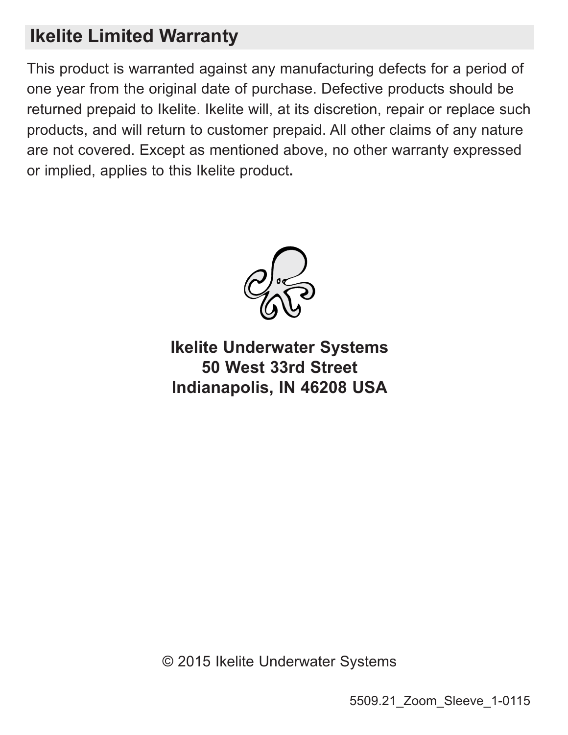## Ikelite Limited Warranty

This product is warranted against any manufacturing defects for a period of one year from the original date of purchase. Defective products should be returned prepaid to Ikelite. Ikelite will, at its discretion, repair or replace such products, and will return to customer prepaid. All other claims of any nature are not covered. Except as mentioned above, no other warranty expressed or implied, applies to this Ikelite product.

**Ikelite Underwater Systems**
**50 West 33rd Street**
**Indianapolis, IN 46208 USA**

© 2015 Ikelite Underwater Systems

5509.21_Zoom_Sleeve_1-0115